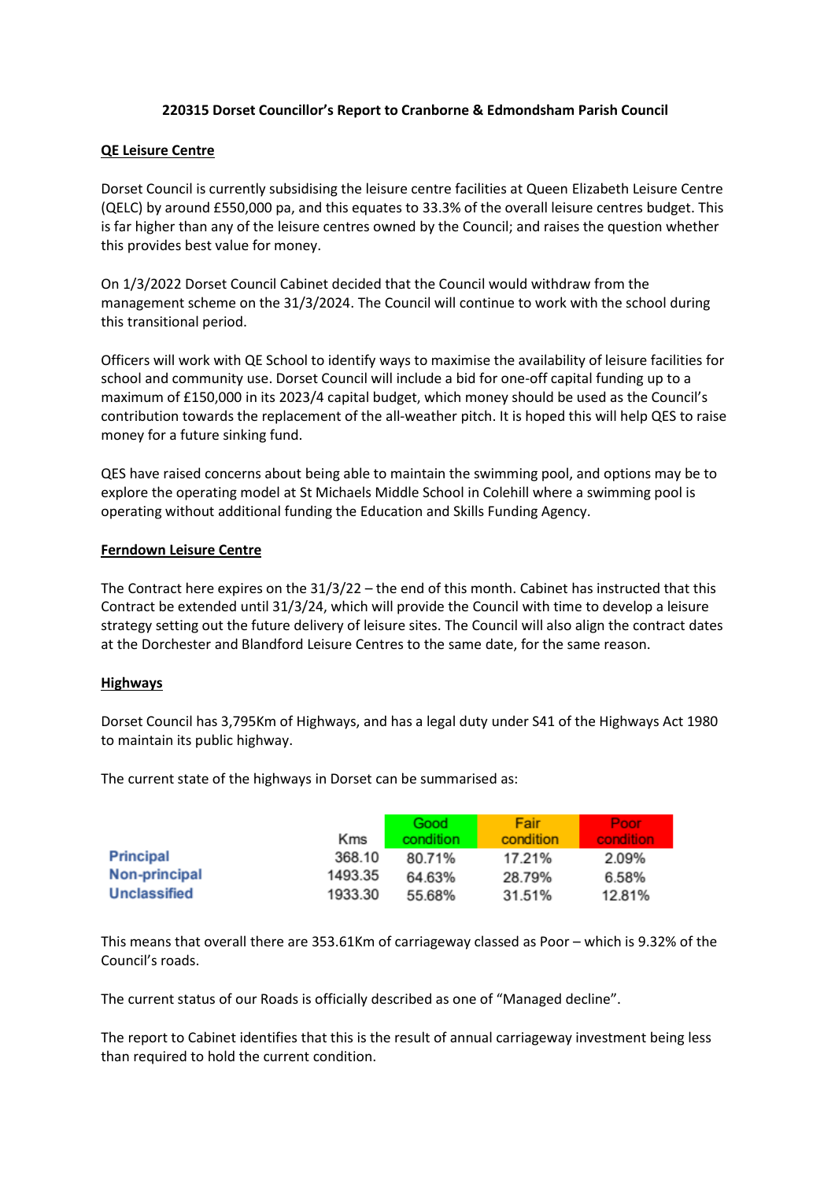**220315 Dorset Councillor's Report to Cranborne & Edmondsham Parish Council**

## QE Leisure Centre

Dorset Council is currently subsidising the leisure centre facilities at Queen Elizabeth Leisure Centre (QELC) by around £550,000 pa, and this equates to 33.3% of the overall leisure centres budget. This is far higher than any of the leisure centres owned by the Council; and raises the question whether this provides best value for money.

On 1/3/2022 Dorset Council Cabinet decided that the Council would withdraw from the management scheme on the 31/3/2024. The Council will continue to work with the school during this transitional period.

Officers will work with QE School to identify ways to maximise the availability of leisure facilities for school and community use. Dorset Council will include a bid for one-off capital funding up to a maximum of £150,000 in its 2023/4 capital budget, which money should be used as the Council's contribution towards the replacement of the all-weather pitch. It is hoped this will help QES to raise money for a future sinking fund.

QES have raised concerns about being able to maintain the swimming pool, and options may be to explore the operating model at St Michaels Middle School in Colehill where a swimming pool is operating without additional funding the Education and Skills Funding Agency.

## Ferndown Leisure Centre

The Contract here expires on the 31/3/22 – the end of this month. Cabinet has instructed that this Contract be extended until 31/3/24, which will provide the Council with time to develop a leisure strategy setting out the future delivery of leisure sites. The Council will also align the contract dates at the Dorchester and Blandford Leisure Centres to the same date, for the same reason.

## Highways

Dorset Council has 3,795Km of Highways, and has a legal duty under S41 of the Highways Act 1980 to maintain its public highway.

The current state of the highways in Dorset can be summarised as:

| | Kms | Good condition | Fair condition | Poor condition |
|---|---|---|---|---|
| Principal | 368.10 | 80.71% | 17.21% | 2.09% |
| Non-principal | 1493.35 | 64.63% | 28.79% | 6.58% |
| Unclassified | 1933.30 | 55.68% | 31.51% | 12.81% |

This means that overall there are 353.61Km of carriageway classed as Poor – which is 9.32% of the Council's roads.

The current status of our Roads is officially described as one of "Managed decline".

The report to Cabinet identifies that this is the result of annual carriageway investment being less than required to hold the current condition.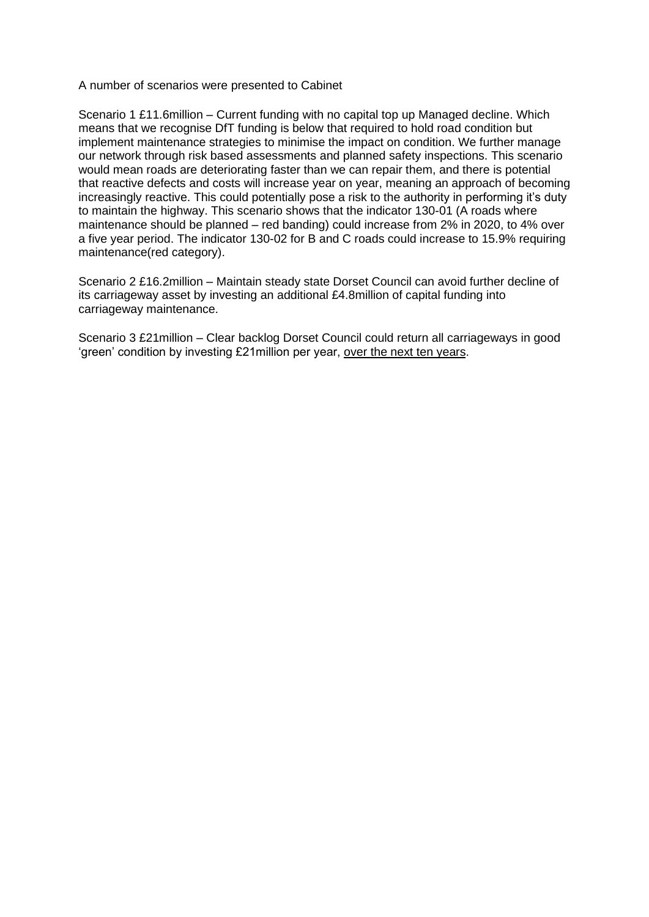A number of scenarios were presented to Cabinet

Scenario 1 £11.6million – Current funding with no capital top up Managed decline. Which means that we recognise DfT funding is below that required to hold road condition but implement maintenance strategies to minimise the impact on condition. We further manage our network through risk based assessments and planned safety inspections. This scenario would mean roads are deteriorating faster than we can repair them, and there is potential that reactive defects and costs will increase year on year, meaning an approach of becoming increasingly reactive. This could potentially pose a risk to the authority in performing it's duty to maintain the highway. This scenario shows that the indicator 130-01 (A roads where maintenance should be planned – red banding) could increase from 2% in 2020, to 4% over a five year period. The indicator 130-02 for B and C roads could increase to 15.9% requiring maintenance(red category).

Scenario 2 £16.2million – Maintain steady state Dorset Council can avoid further decline of its carriageway asset by investing an additional £4.8million of capital funding into carriageway maintenance.

Scenario 3 £21million – Clear backlog Dorset Council could return all carriageways in good 'green' condition by investing £21million per year, <u>over the next ten years</u>.